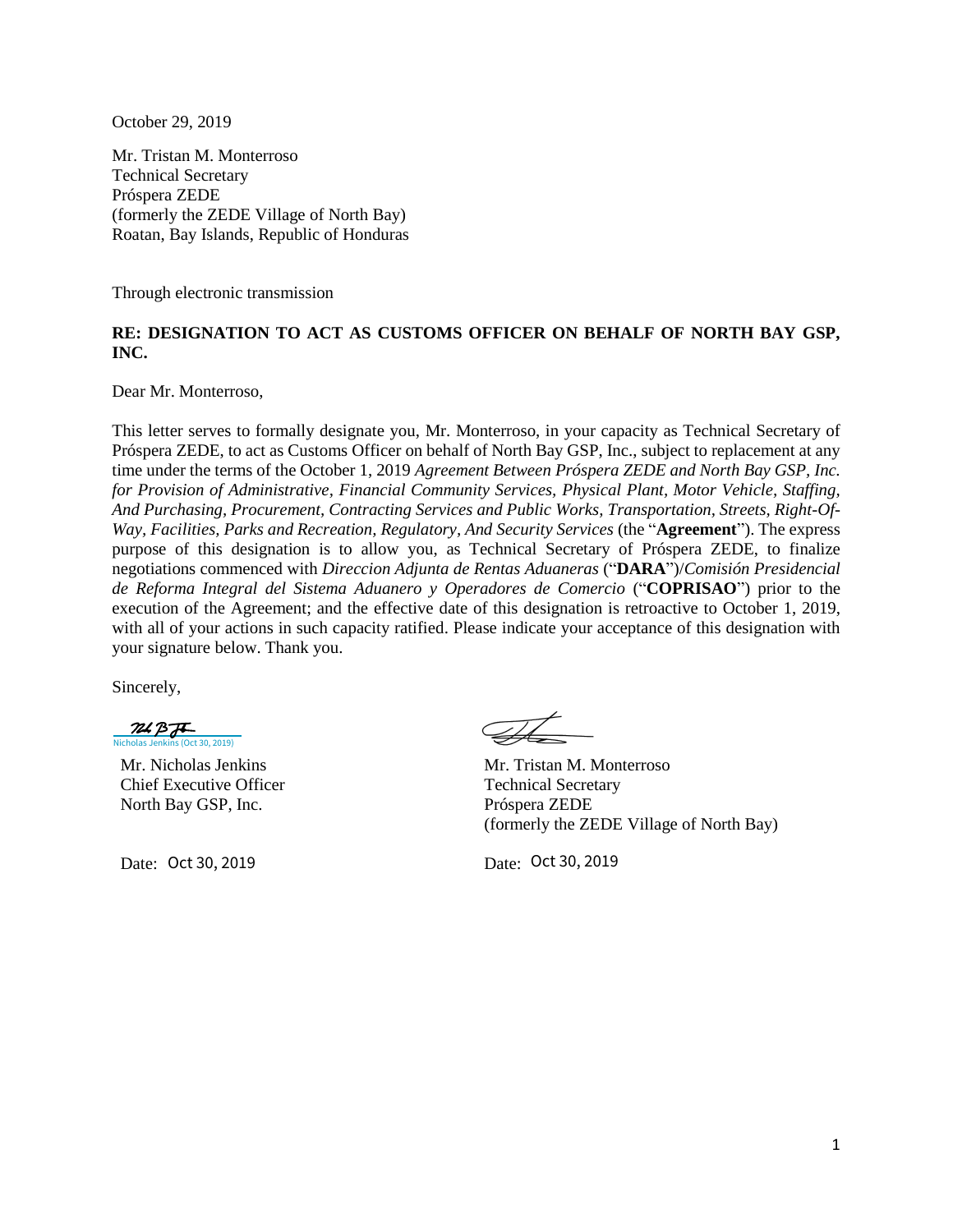October 29, 2019

Mr. Tristan M. Monterroso
Technical Secretary
Próspera ZEDE
(formerly the ZEDE Village of North Bay)
Roatan, Bay Islands, Republic of Honduras

Through electronic transmission

**RE: DESIGNATION TO ACT AS CUSTOMS OFFICER ON BEHALF OF NORTH BAY GSP, INC.**

Dear Mr. Monterroso,

This letter serves to formally designate you, Mr. Monterroso, in your capacity as Technical Secretary of Próspera ZEDE, to act as Customs Officer on behalf of North Bay GSP, Inc., subject to replacement at any time under the terms of the October 1, 2019 *Agreement Between Próspera ZEDE and North Bay GSP, Inc. for Provision of Administrative, Financial Community Services, Physical Plant, Motor Vehicle, Staffing, And Purchasing, Procurement, Contracting Services and Public Works, Transportation, Streets, Right-Of-Way, Facilities, Parks and Recreation, Regulatory, And Security Services* (the "**Agreement**"). The express purpose of this designation is to allow you, as Technical Secretary of Próspera ZEDE, to finalize negotiations commenced with *Direccion Adjunta de Rentas Aduaneras* ("**DARA**")/*Comisión Presidencial de Reforma Integral del Sistema Aduanero y Operadores de Comercio* ("**COPRISAO**") prior to the execution of the Agreement; and the effective date of this designation is retroactive to October 1, 2019, with all of your actions in such capacity ratified. Please indicate your acceptance of this designation with your signature below. Thank you.

Sincerely,

Nicholas Jenkins (Oct 30, 2019)

Mr. Nicholas Jenkins
Chief Executive Officer
North Bay GSP, Inc.

Date: Oct 30, 2019

Mr. Tristan M. Monterroso
Technical Secretary
Próspera ZEDE
(formerly the ZEDE Village of North Bay)

Date: Oct 30, 2019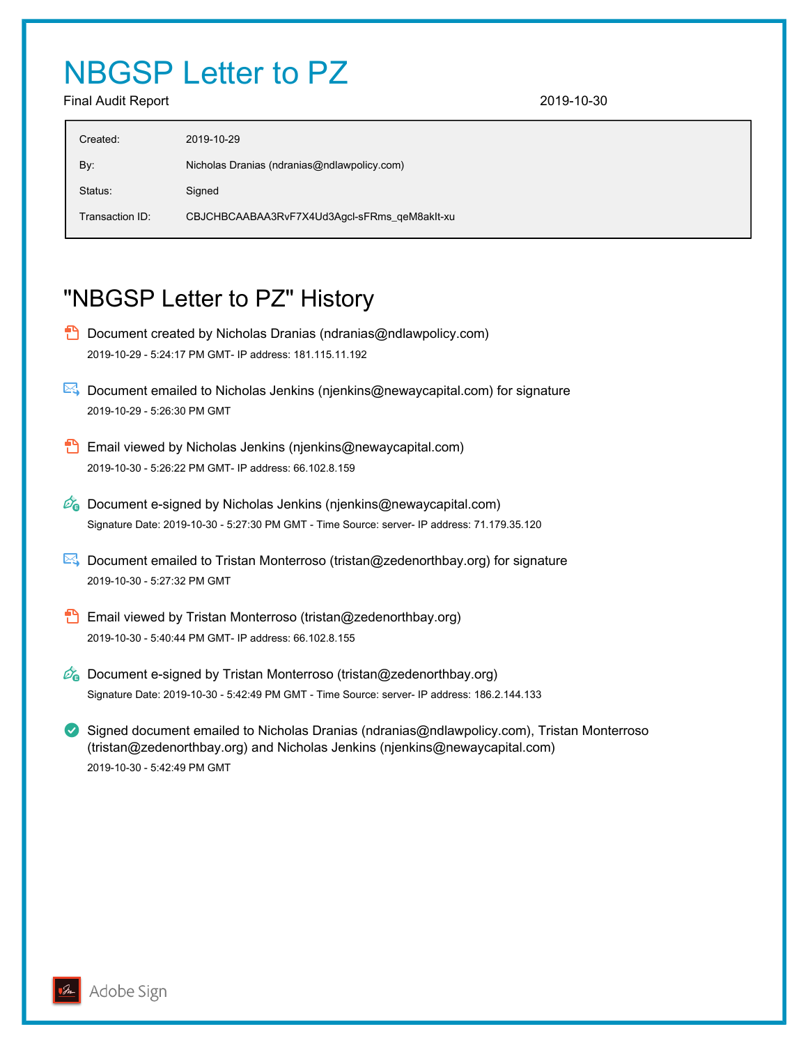# NBGSP Letter to PZ

Final Audit Report 2019-10-30

| | |
|---|---|
| Created: | 2019-10-29 |
| By: | Nicholas Dranias (ndranias@ndlawpolicy.com) |
| Status: | Signed |
| Transaction ID: | CBJCHBCAABAA3RvF7X4Ud3Agcl-sFRms_qeM8akIt-xu |

## "NBGSP Letter to PZ" History

- Document created by Nicholas Dranias (ndranias@ndlawpolicy.com)
  2019-10-29 - 5:24:17 PM GMT- IP address: 181.115.11.192

- Document emailed to Nicholas Jenkins (njenkins@newaycapital.com) for signature
  2019-10-29 - 5:26:30 PM GMT

- Email viewed by Nicholas Jenkins (njenkins@newaycapital.com)
  2019-10-30 - 5:26:22 PM GMT- IP address: 66.102.8.159

- Document e-signed by Nicholas Jenkins (njenkins@newaycapital.com)
  Signature Date: 2019-10-30 - 5:27:30 PM GMT - Time Source: server- IP address: 71.179.35.120

- Document emailed to Tristan Monterroso (tristan@zedenorthbay.org) for signature
  2019-10-30 - 5:27:32 PM GMT

- Email viewed by Tristan Monterroso (tristan@zedenorthbay.org)
  2019-10-30 - 5:40:44 PM GMT- IP address: 66.102.8.155

- Document e-signed by Tristan Monterroso (tristan@zedenorthbay.org)
  Signature Date: 2019-10-30 - 5:42:49 PM GMT - Time Source: server- IP address: 186.2.144.133

- Signed document emailed to Nicholas Dranias (ndranias@ndlawpolicy.com), Tristan Monterroso (tristan@zedenorthbay.org) and Nicholas Jenkins (njenkins@newaycapital.com)
  2019-10-30 - 5:42:49 PM GMT

Adobe Sign